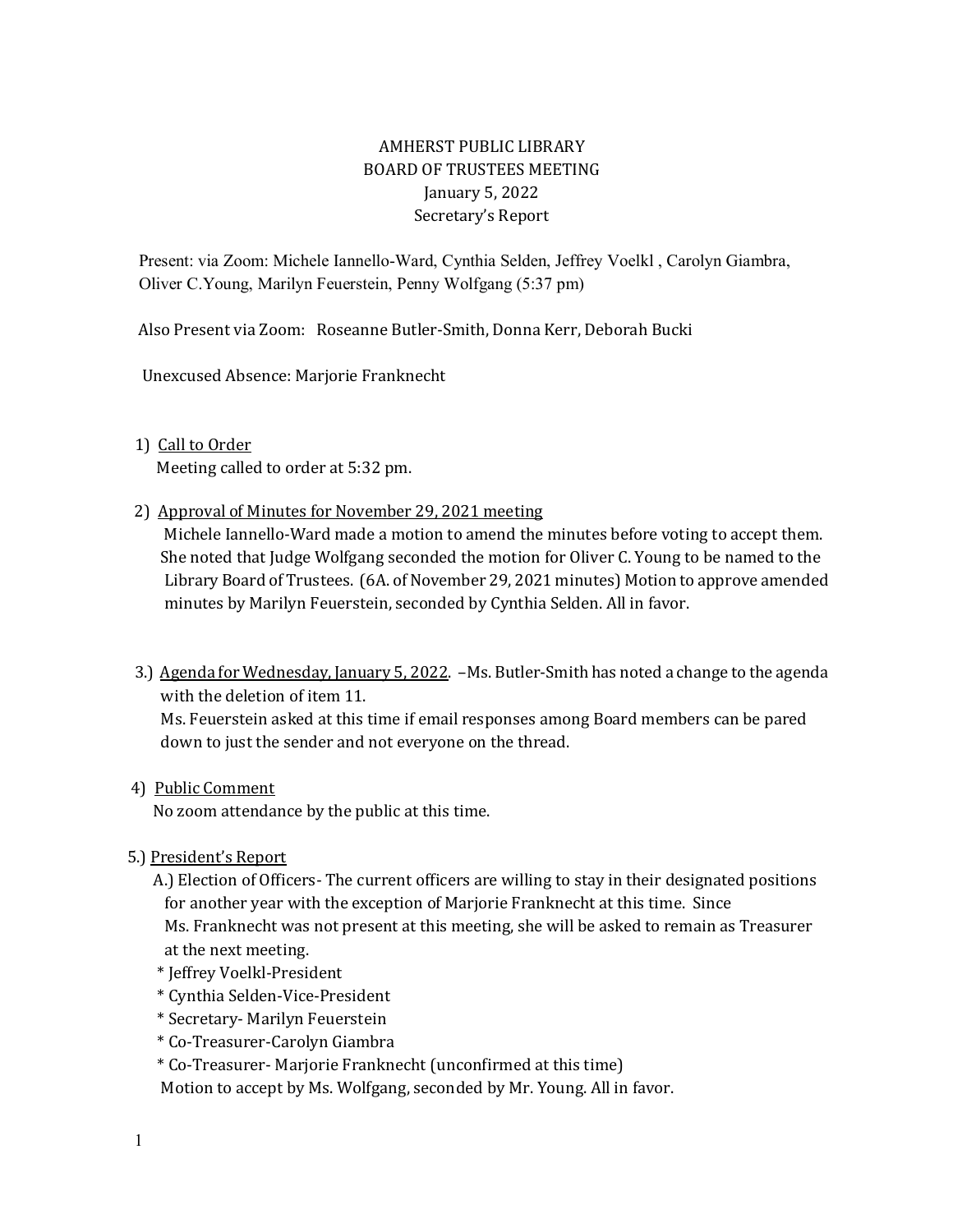AMHERST PUBLIC LIBRARY
BOARD OF TRUSTEES MEETING
January 5, 2022
Secretary's Report

Present: via Zoom: Michele Iannello-Ward, Cynthia Selden, Jeffrey Voelkl , Carolyn Giambra, Oliver C.Young, Marilyn Feuerstein, Penny Wolfgang (5:37 pm)

Also Present via Zoom: Roseanne Butler-Smith, Donna Kerr, Deborah Bucki

Unexcused Absence: Marjorie Franknecht

1) Call to Order
   Meeting called to order at 5:32 pm.

2) Approval of Minutes for November 29, 2021 meeting
   Michele Iannello-Ward made a motion to amend the minutes before voting to accept them. She noted that Judge Wolfgang seconded the motion for Oliver C. Young to be named to the Library Board of Trustees. (6A. of November 29, 2021 minutes) Motion to approve amended minutes by Marilyn Feuerstein, seconded by Cynthia Selden. All in favor.

3.) Agenda for Wednesday, January 5, 2022. –Ms. Butler-Smith has noted a change to the agenda with the deletion of item 11.
   Ms. Feuerstein asked at this time if email responses among Board members can be pared down to just the sender and not everyone on the thread.

4) Public Comment
   No zoom attendance by the public at this time.

5.) President's Report
   A.) Election of Officers- The current officers are willing to stay in their designated positions for another year with the exception of Marjorie Franknecht at this time. Since Ms. Franknecht was not present at this meeting, she will be asked to remain as Treasurer at the next meeting.
   * Jeffrey Voelkl-President
   * Cynthia Selden-Vice-President
   * Secretary- Marilyn Feuerstein
   * Co-Treasurer-Carolyn Giambra
   * Co-Treasurer- Marjorie Franknecht (unconfirmed at this time)
   Motion to accept by Ms. Wolfgang, seconded by Mr. Young. All in favor.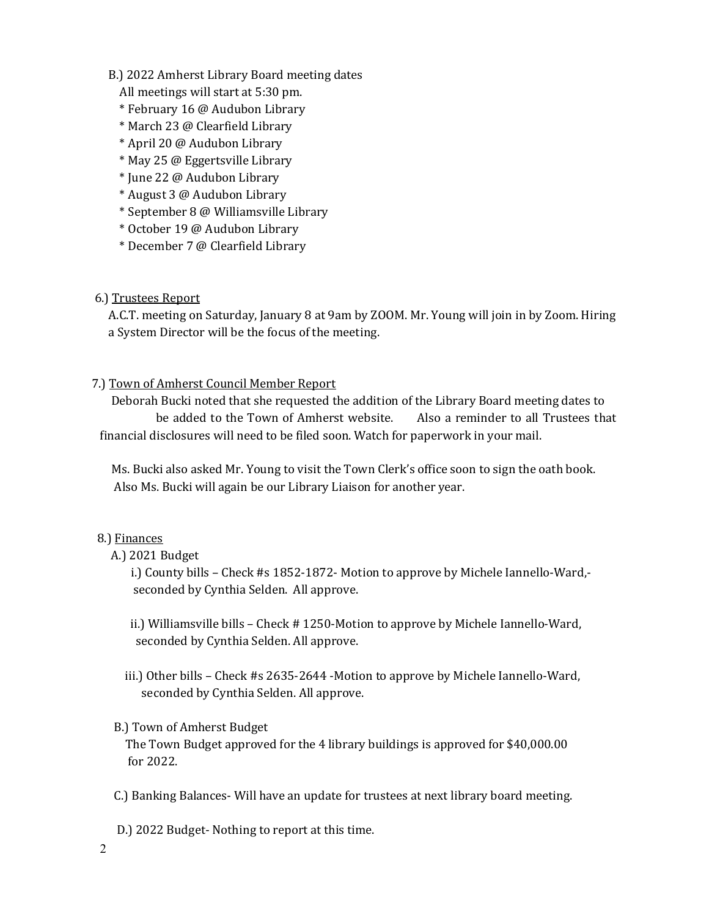B.) 2022 Amherst Library Board meeting dates
All meetings will start at 5:30 pm.

* February 16 @ Audubon Library
* March 23 @ Clearfield Library
* April 20 @ Audubon Library
* May 25 @ Eggertsville Library
* June 22 @ Audubon Library
* August 3 @ Audubon Library
* September 8 @ Williamsville Library
* October 19 @ Audubon Library
* December 7 @ Clearfield Library

6.) Trustees Report

A.C.T. meeting on Saturday, January 8 at 9am by ZOOM. Mr. Young will join in by Zoom. Hiring a System Director will be the focus of the meeting.

7.) Town of Amherst Council Member Report

Deborah Bucki noted that she requested the addition of the Library Board meeting dates to be added to the Town of Amherst website. Also a reminder to all Trustees that financial disclosures will need to be filed soon. Watch for paperwork in your mail.

Ms. Bucki also asked Mr. Young to visit the Town Clerk's office soon to sign the oath book. Also Ms. Bucki will again be our Library Liaison for another year.

8.) Finances

A.) 2021 Budget

i.) County bills – Check #s 1852-1872- Motion to approve by Michele Iannello-Ward,- seconded by Cynthia Selden. All approve.

ii.) Williamsville bills – Check # 1250-Motion to approve by Michele Iannello-Ward, seconded by Cynthia Selden. All approve.

iii.) Other bills – Check #s 2635-2644 -Motion to approve by Michele Iannello-Ward, seconded by Cynthia Selden. All approve.

B.) Town of Amherst Budget

The Town Budget approved for the 4 library buildings is approved for $40,000.00 for 2022.

C.) Banking Balances- Will have an update for trustees at next library board meeting.

D.) 2022 Budget- Nothing to report at this time.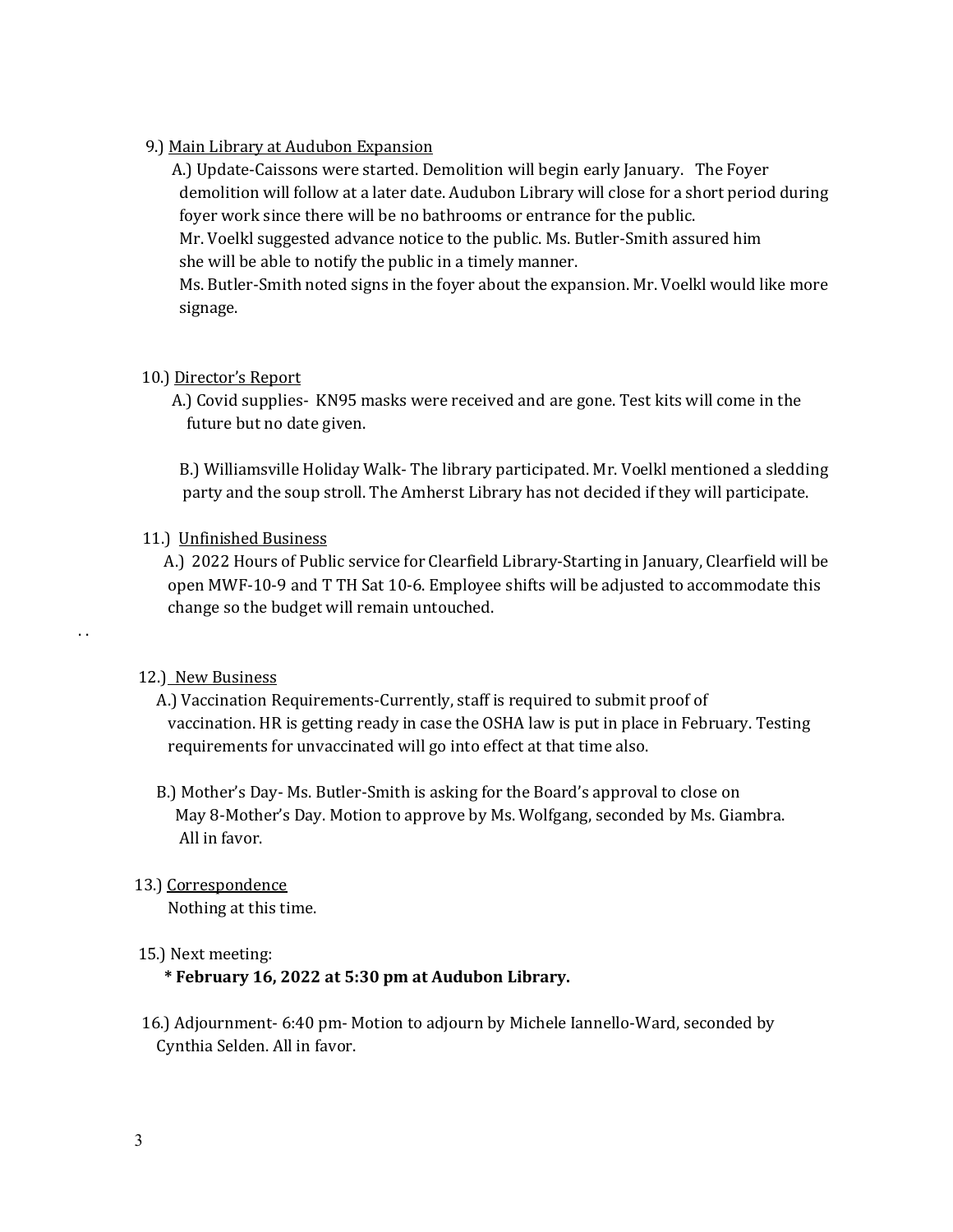9.) <u>Main Library at Audubon Expansion</u>

A.) Update-Caissons were started. Demolition will begin early January. The Foyer demolition will follow at a later date. Audubon Library will close for a short period during foyer work since there will be no bathrooms or entrance for the public.
Mr. Voelkl suggested advance notice to the public. Ms. Butler-Smith assured him she will be able to notify the public in a timely manner.
Ms. Butler-Smith noted signs in the foyer about the expansion. Mr. Voelkl would like more signage.

10.) <u>Director's Report</u>

A.) Covid supplies- KN95 masks were received and are gone. Test kits will come in the future but no date given.

B.) Williamsville Holiday Walk- The library participated. Mr. Voelkl mentioned a sledding party and the soup stroll. The Amherst Library has not decided if they will participate.

11.) <u>Unfinished Business</u>

A.) 2022 Hours of Public service for Clearfield Library-Starting in January, Clearfield will be open MWF-10-9 and T TH Sat 10-6. Employee shifts will be adjusted to accommodate this change so the budget will remain untouched.

. .

12.) <u>New Business</u>

A.) Vaccination Requirements-Currently, staff is required to submit proof of vaccination. HR is getting ready in case the OSHA law is put in place in February. Testing requirements for unvaccinated will go into effect at that time also.

B.) Mother's Day- Ms. Butler-Smith is asking for the Board's approval to close on May 8-Mother's Day. Motion to approve by Ms. Wolfgang, seconded by Ms. Giambra. All in favor.

13.) <u>Correspondence</u>

Nothing at this time.

15.) Next meeting:

**\* February 16, 2022 at 5:30 pm at Audubon Library.**

16.) Adjournment- 6:40 pm- Motion to adjourn by Michele Iannello-Ward, seconded by Cynthia Selden. All in favor.